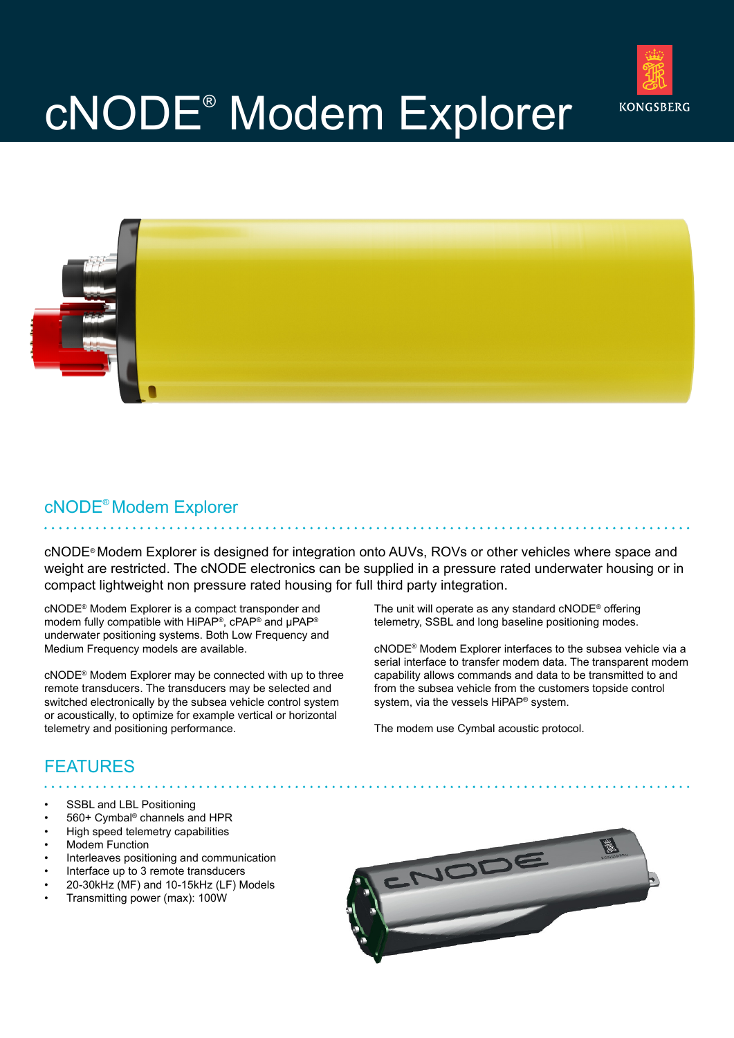# cNODE® Modem Explorer

## cNODE® Modem Explorer

cNODE® Modem Explorer is designed for integration onto AUVs, ROVs or other vehicles where space and weight are restricted. The cNODE electronics can be supplied in a pressure rated underwater housing or in compact lightweight non pressure rated housing for full third party integration.

cNODE® Modem Explorer is a compact transponder and modem fully compatible with HiPAP®, cPAP® and μPAP® underwater positioning systems. Both Low Frequency and Medium Frequency models are available.

cNODE® Modem Explorer may be connected with up to three remote transducers. The transducers may be selected and switched electronically by the subsea vehicle control system or acoustically, to optimize for example vertical or horizontal telemetry and positioning performance.

The unit will operate as any standard cNODE® offering telemetry, SSBL and long baseline positioning modes.

cNODE® Modem Explorer interfaces to the subsea vehicle via a serial interface to transfer modem data. The transparent modem capability allows commands and data to be transmitted to and from the subsea vehicle from the customers topside control system, via the vessels HiPAP® system.

The modem use Cymbal acoustic protocol.

## FEATURES

- SSBL and LBL Positioning
- 560+ Cymbal® channels and HPR
- High speed telemetry capabilities
- Modem Function
- Interleaves positioning and communication
- Interface up to 3 remote transducers
- 20-30kHz (MF) and 10-15kHz (LF) Models
- Transmitting power (max): 100W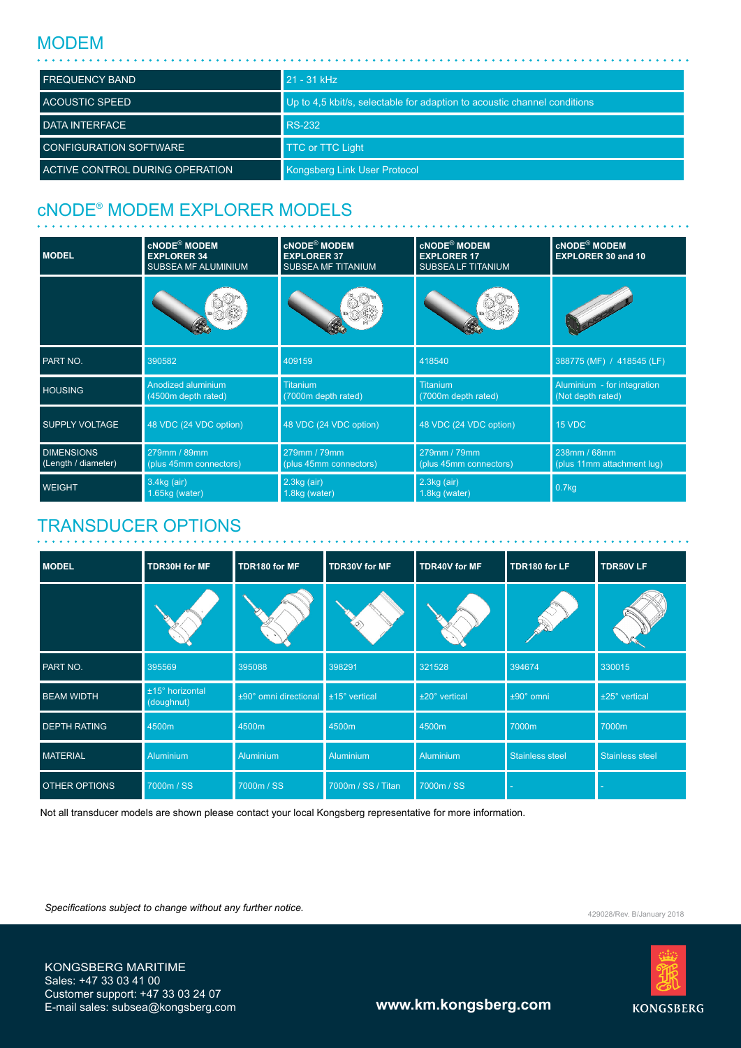## MODEM

| | |
|---|---|
| FREQUENCY BAND | 21 - 31 kHz |
| ACOUSTIC SPEED | Up to 4,5 kbit/s, selectable for adaption to acoustic channel conditions |
| DATA INTERFACE | RS-232 |
| CONFIGURATION SOFTWARE | TTC or TTC Light |
| ACTIVE CONTROL DURING OPERATION | Kongsberg Link User Protocol |

## cNODE® MODEM EXPLORER MODELS

| MODEL | cNODE® MODEM EXPLORER 34 SUBSEA MF ALUMINIUM | cNODE® MODEM EXPLORER 37 SUBSEA MF TITANIUM | cNODE® MODEM EXPLORER 17 SUBSEA LF TITANIUM | cNODE® MODEM EXPLORER 30 and 10 |
|---|---|---|---|---|
| | | | | |
| PART NO. | 390582 | 409159 | 418540 | 388775 (MF) / 418545 (LF) |
| HOUSING | Anodized aluminium (4500m depth rated) | Titanium (7000m depth rated) | Titanium (7000m depth rated) | Aluminium - for integration (Not depth rated) |
| SUPPLY VOLTAGE | 48 VDC (24 VDC option) | 48 VDC (24 VDC option) | 48 VDC (24 VDC option) | 15 VDC |
| DIMENSIONS (Length / diameter) | 279mm / 89mm (plus 45mm connectors) | 279mm / 79mm (plus 45mm connectors) | 279mm / 79mm (plus 45mm connectors) | 238mm / 68mm (plus 11mm attachment lug) |
| WEIGHT | 3.4kg (air) 1.65kg (water) | 2.3kg (air) 1.8kg (water) | 2.3kg (air) 1.8kg (water) | 0.7kg |

## TRANSDUCER OPTIONS

| MODEL | TDR30H for MF | TDR180 for MF | TDR30V for MF | TDR40V for MF | TDR180 for LF | TDR50V LF |
|---|---|---|---|---|---|---|
| | | | | | | |
| PART NO. | 395569 | 395088 | 398291 | 321528 | 394674 | 330015 |
| BEAM WIDTH | ±15° horizontal (doughnut) | ±90° omni directional | ±15° vertical | ±20° vertical | ±90° omni | ±25° vertical |
| DEPTH RATING | 4500m | 4500m | 4500m | 4500m | 7000m | 7000m |
| MATERIAL | Aluminium | Aluminium | Aluminium | Aluminium | Stainless steel | Stainless steel |
| OTHER OPTIONS | 7000m / SS | 7000m / SS | 7000m / SS / Titan | 7000m / SS | - | - |

Not all transducer models are shown please contact your local Kongsberg representative for more information.

*Specifications subject to change without any further notice.*

429028/Rev. B/January 2018

KONGSBERG MARITIME
Sales: +47 33 03 41 00
Customer support: +47 33 03 24 07
E-mail sales: subsea@kongsberg.com

**www.km.kongsberg.com**

KONGSBERG